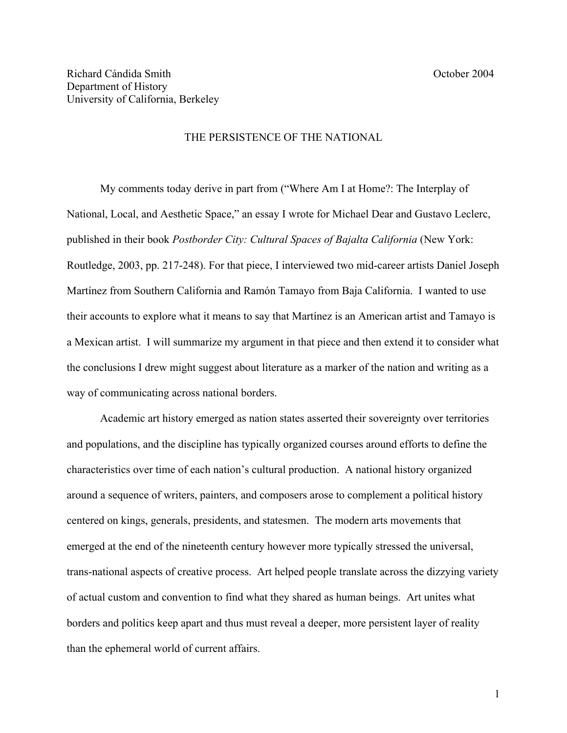Richard Cándida Smith  
Department of History  
University of California, Berkeley

October 2004

# THE PERSISTENCE OF THE NATIONAL

My comments today derive in part from ("Where Am I at Home?: The Interplay of National, Local, and Aesthetic Space," an essay I wrote for Michael Dear and Gustavo Leclerc, published in their book *Postborder City: Cultural Spaces of Bajalta California* (New York: Routledge, 2003, pp. 217-248). For that piece, I interviewed two mid-career artists Daniel Joseph Martínez from Southern California and Ramón Tamayo from Baja California. I wanted to use their accounts to explore what it means to say that Martínez is an American artist and Tamayo is a Mexican artist. I will summarize my argument in that piece and then extend it to consider what the conclusions I drew might suggest about literature as a marker of the nation and writing as a way of communicating across national borders.

Academic art history emerged as nation states asserted their sovereignty over territories and populations, and the discipline has typically organized courses around efforts to define the characteristics over time of each nation's cultural production. A national history organized around a sequence of writers, painters, and composers arose to complement a political history centered on kings, generals, presidents, and statesmen. The modern arts movements that emerged at the end of the nineteenth century however more typically stressed the universal, trans-national aspects of creative process. Art helped people translate across the dizzying variety of actual custom and convention to find what they shared as human beings. Art unites what borders and politics keep apart and thus must reveal a deeper, more persistent layer of reality than the ephemeral world of current affairs.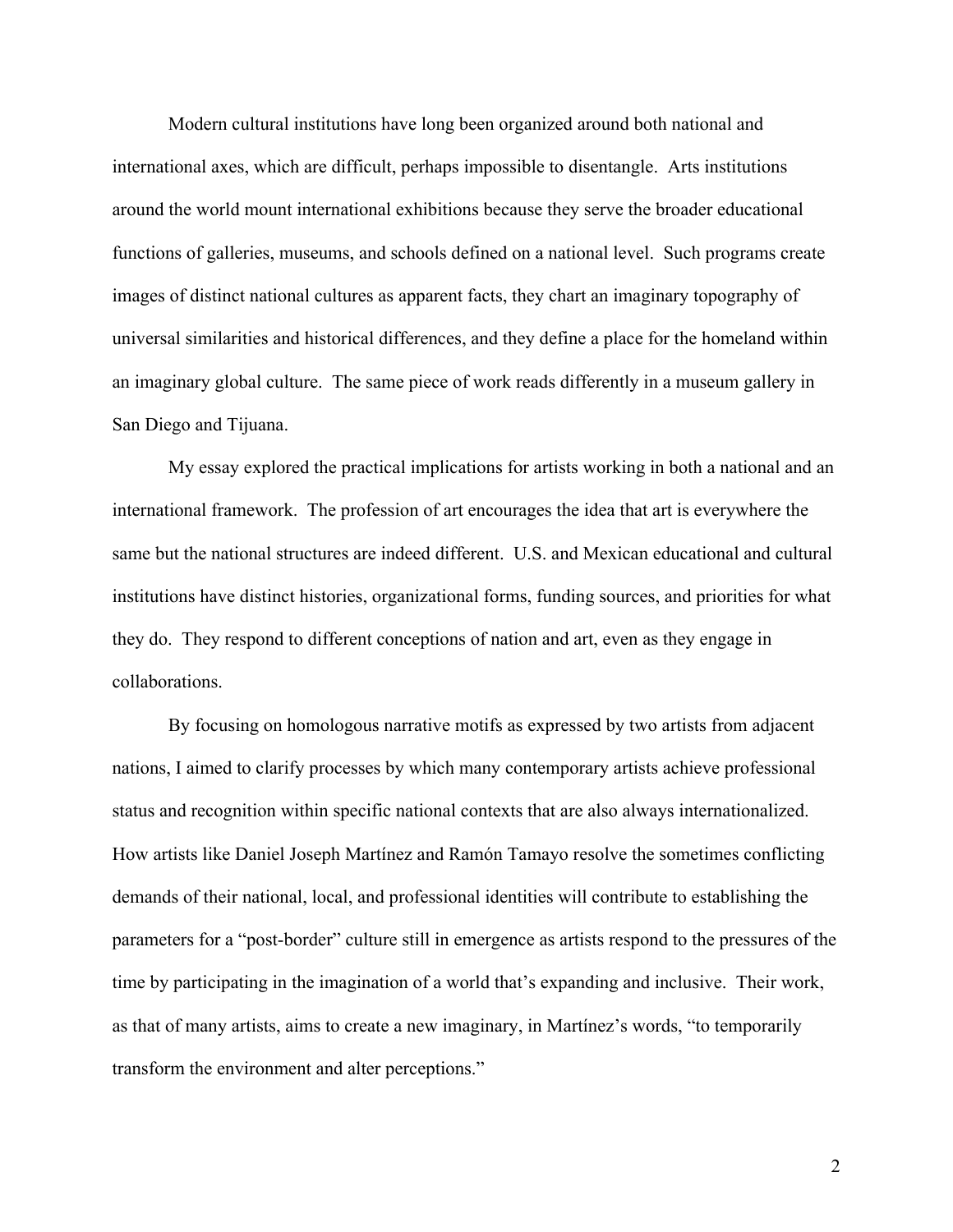Modern cultural institutions have long been organized around both national and international axes, which are difficult, perhaps impossible to disentangle. Arts institutions around the world mount international exhibitions because they serve the broader educational functions of galleries, museums, and schools defined on a national level. Such programs create images of distinct national cultures as apparent facts, they chart an imaginary topography of universal similarities and historical differences, and they define a place for the homeland within an imaginary global culture. The same piece of work reads differently in a museum gallery in San Diego and Tijuana.

My essay explored the practical implications for artists working in both a national and an international framework. The profession of art encourages the idea that art is everywhere the same but the national structures are indeed different. U.S. and Mexican educational and cultural institutions have distinct histories, organizational forms, funding sources, and priorities for what they do. They respond to different conceptions of nation and art, even as they engage in collaborations.

By focusing on homologous narrative motifs as expressed by two artists from adjacent nations, I aimed to clarify processes by which many contemporary artists achieve professional status and recognition within specific national contexts that are also always internationalized. How artists like Daniel Joseph Martínez and Ramón Tamayo resolve the sometimes conflicting demands of their national, local, and professional identities will contribute to establishing the parameters for a "post-border" culture still in emergence as artists respond to the pressures of the time by participating in the imagination of a world that's expanding and inclusive. Their work, as that of many artists, aims to create a new imaginary, in Martínez's words, "to temporarily transform the environment and alter perceptions."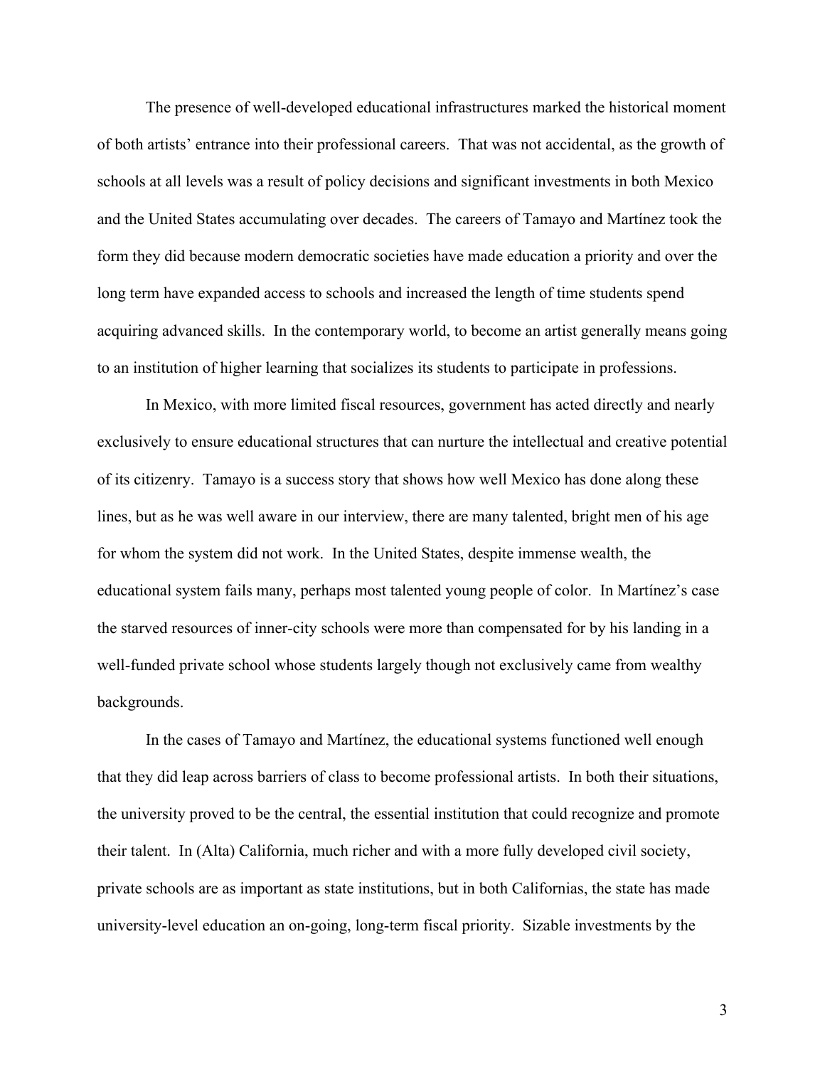The presence of well-developed educational infrastructures marked the historical moment of both artists' entrance into their professional careers. That was not accidental, as the growth of schools at all levels was a result of policy decisions and significant investments in both Mexico and the United States accumulating over decades. The careers of Tamayo and Martínez took the form they did because modern democratic societies have made education a priority and over the long term have expanded access to schools and increased the length of time students spend acquiring advanced skills. In the contemporary world, to become an artist generally means going to an institution of higher learning that socializes its students to participate in professions.

In Mexico, with more limited fiscal resources, government has acted directly and nearly exclusively to ensure educational structures that can nurture the intellectual and creative potential of its citizenry. Tamayo is a success story that shows how well Mexico has done along these lines, but as he was well aware in our interview, there are many talented, bright men of his age for whom the system did not work. In the United States, despite immense wealth, the educational system fails many, perhaps most talented young people of color. In Martínez's case the starved resources of inner-city schools were more than compensated for by his landing in a well-funded private school whose students largely though not exclusively came from wealthy backgrounds.

In the cases of Tamayo and Martínez, the educational systems functioned well enough that they did leap across barriers of class to become professional artists. In both their situations, the university proved to be the central, the essential institution that could recognize and promote their talent. In (Alta) California, much richer and with a more fully developed civil society, private schools are as important as state institutions, but in both Californias, the state has made university-level education an on-going, long-term fiscal priority. Sizable investments by the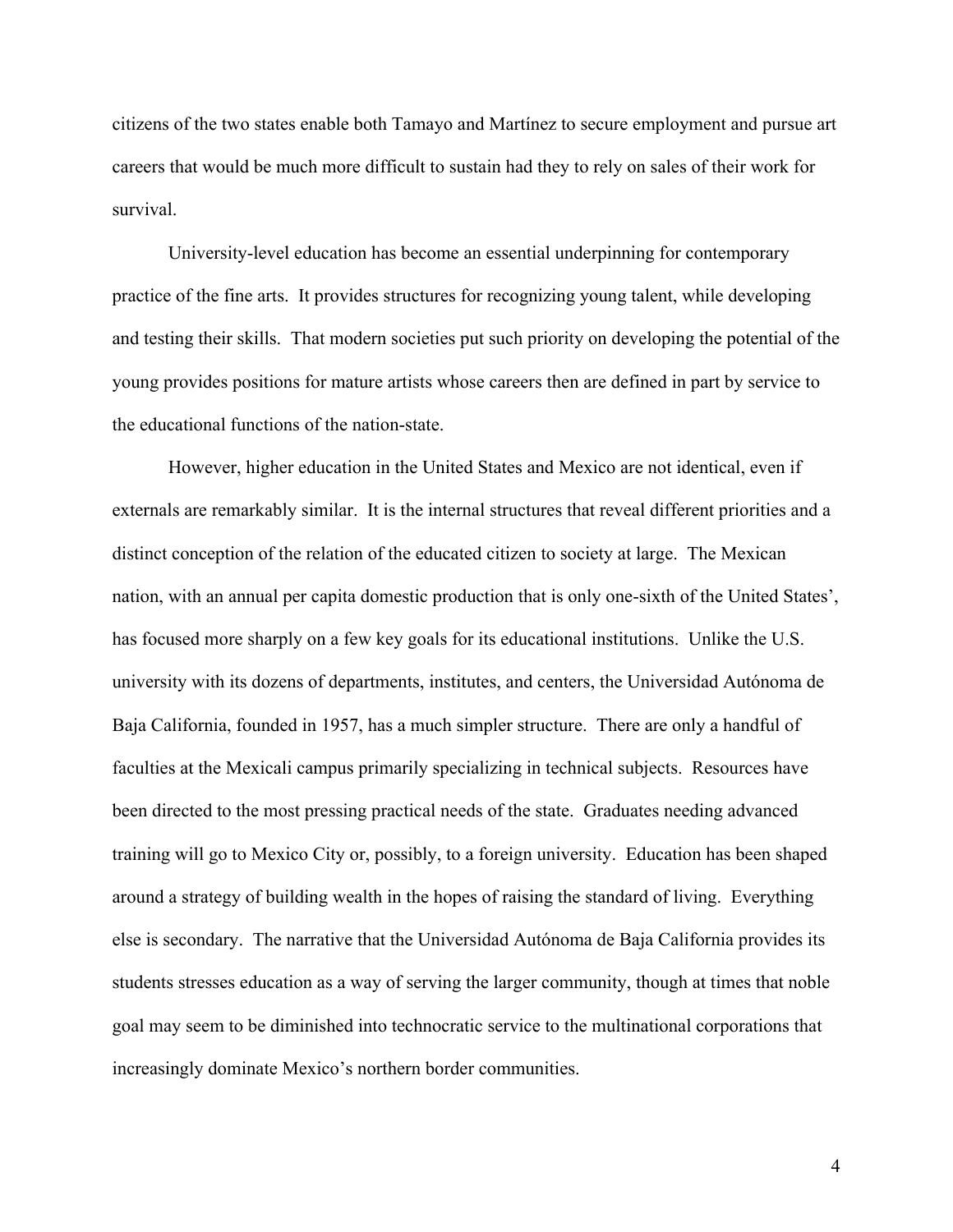citizens of the two states enable both Tamayo and Martínez to secure employment and pursue art careers that would be much more difficult to sustain had they to rely on sales of their work for survival.

University-level education has become an essential underpinning for contemporary practice of the fine arts. It provides structures for recognizing young talent, while developing and testing their skills. That modern societies put such priority on developing the potential of the young provides positions for mature artists whose careers then are defined in part by service to the educational functions of the nation-state.

However, higher education in the United States and Mexico are not identical, even if externals are remarkably similar. It is the internal structures that reveal different priorities and a distinct conception of the relation of the educated citizen to society at large. The Mexican nation, with an annual per capita domestic production that is only one-sixth of the United States', has focused more sharply on a few key goals for its educational institutions. Unlike the U.S. university with its dozens of departments, institutes, and centers, the Universidad Autónoma de Baja California, founded in 1957, has a much simpler structure. There are only a handful of faculties at the Mexicali campus primarily specializing in technical subjects. Resources have been directed to the most pressing practical needs of the state. Graduates needing advanced training will go to Mexico City or, possibly, to a foreign university. Education has been shaped around a strategy of building wealth in the hopes of raising the standard of living. Everything else is secondary. The narrative that the Universidad Autónoma de Baja California provides its students stresses education as a way of serving the larger community, though at times that noble goal may seem to be diminished into technocratic service to the multinational corporations that increasingly dominate Mexico's northern border communities.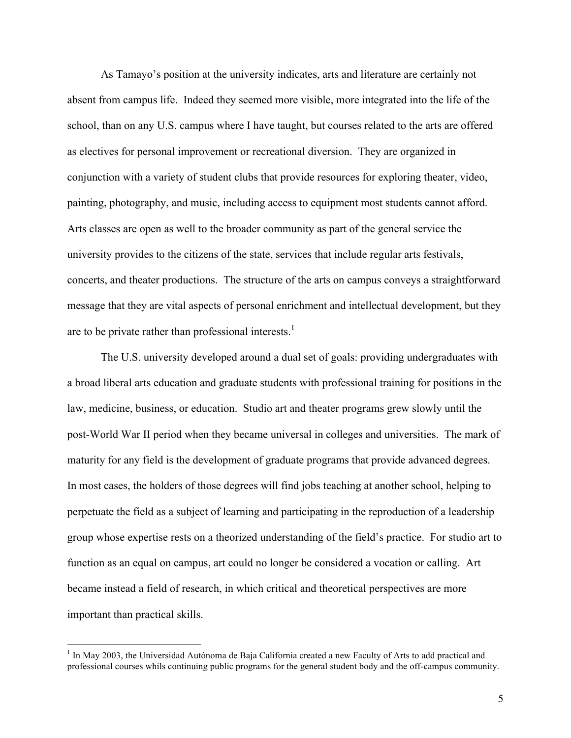As Tamayo's position at the university indicates, arts and literature are certainly not absent from campus life. Indeed they seemed more visible, more integrated into the life of the school, than on any U.S. campus where I have taught, but courses related to the arts are offered as electives for personal improvement or recreational diversion. They are organized in conjunction with a variety of student clubs that provide resources for exploring theater, video, painting, photography, and music, including access to equipment most students cannot afford. Arts classes are open as well to the broader community as part of the general service the university provides to the citizens of the state, services that include regular arts festivals, concerts, and theater productions. The structure of the arts on campus conveys a straightforward message that they are vital aspects of personal enrichment and intellectual development, but they are to be private rather than professional interests.[1]

The U.S. university developed around a dual set of goals: providing undergraduates with a broad liberal arts education and graduate students with professional training for positions in the law, medicine, business, or education. Studio art and theater programs grew slowly until the post-World War II period when they became universal in colleges and universities. The mark of maturity for any field is the development of graduate programs that provide advanced degrees. In most cases, the holders of those degrees will find jobs teaching at another school, helping to perpetuate the field as a subject of learning and participating in the reproduction of a leadership group whose expertise rests on a theorized understanding of the field's practice. For studio art to function as an equal on campus, art could no longer be considered a vocation or calling. Art became instead a field of research, in which critical and theoretical perspectives are more important than practical skills.

[1] In May 2003, the Universidad Autónoma de Baja California created a new Faculty of Arts to add practical and professional courses whils continuing public programs for the general student body and the off-campus community.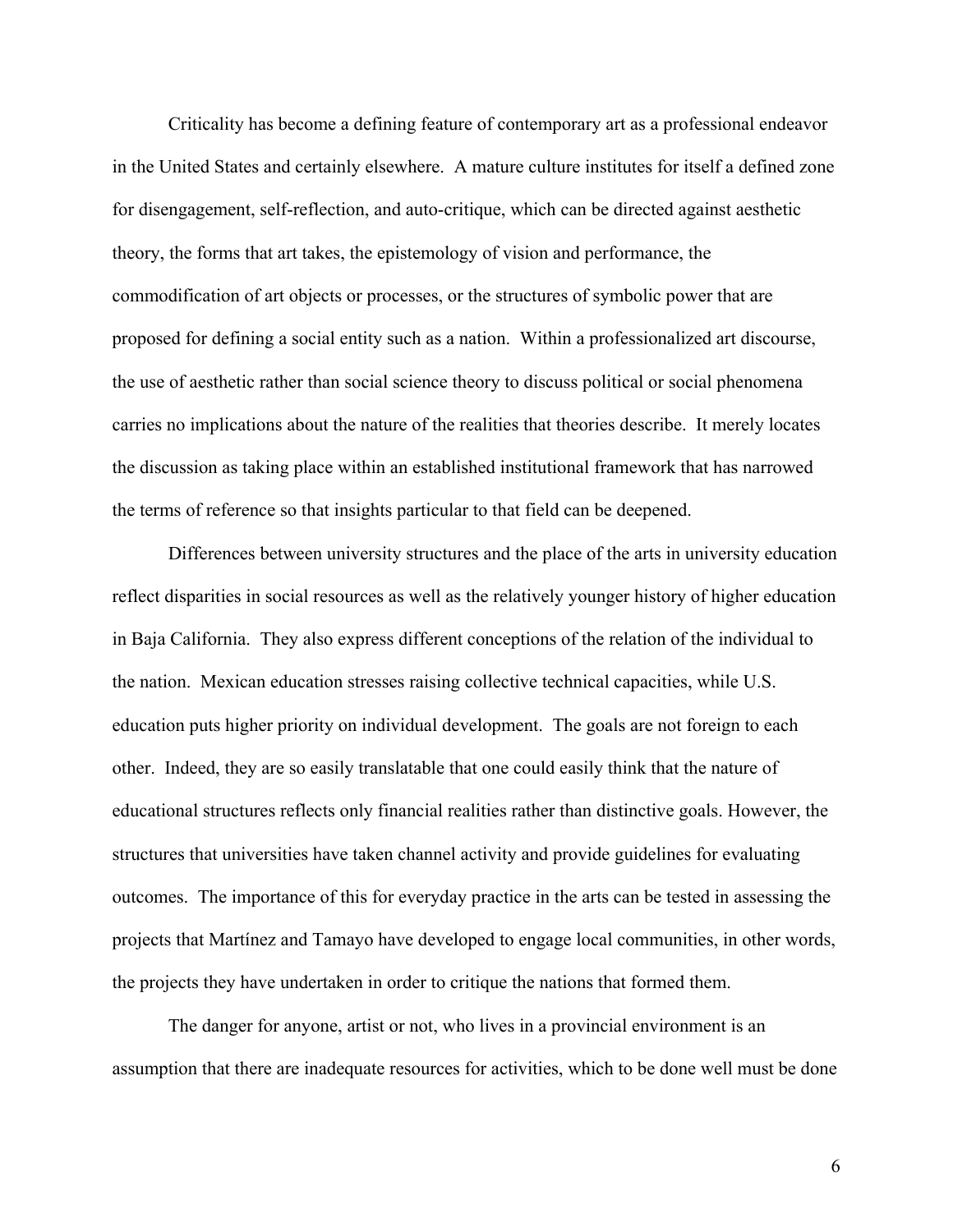Criticality has become a defining feature of contemporary art as a professional endeavor in the United States and certainly elsewhere. A mature culture institutes for itself a defined zone for disengagement, self-reflection, and auto-critique, which can be directed against aesthetic theory, the forms that art takes, the epistemology of vision and performance, the commodification of art objects or processes, or the structures of symbolic power that are proposed for defining a social entity such as a nation. Within a professionalized art discourse, the use of aesthetic rather than social science theory to discuss political or social phenomena carries no implications about the nature of the realities that theories describe. It merely locates the discussion as taking place within an established institutional framework that has narrowed the terms of reference so that insights particular to that field can be deepened.

Differences between university structures and the place of the arts in university education reflect disparities in social resources as well as the relatively younger history of higher education in Baja California. They also express different conceptions of the relation of the individual to the nation. Mexican education stresses raising collective technical capacities, while U.S. education puts higher priority on individual development. The goals are not foreign to each other. Indeed, they are so easily translatable that one could easily think that the nature of educational structures reflects only financial realities rather than distinctive goals. However, the structures that universities have taken channel activity and provide guidelines for evaluating outcomes. The importance of this for everyday practice in the arts can be tested in assessing the projects that Martínez and Tamayo have developed to engage local communities, in other words, the projects they have undertaken in order to critique the nations that formed them.

The danger for anyone, artist or not, who lives in a provincial environment is an assumption that there are inadequate resources for activities, which to be done well must be done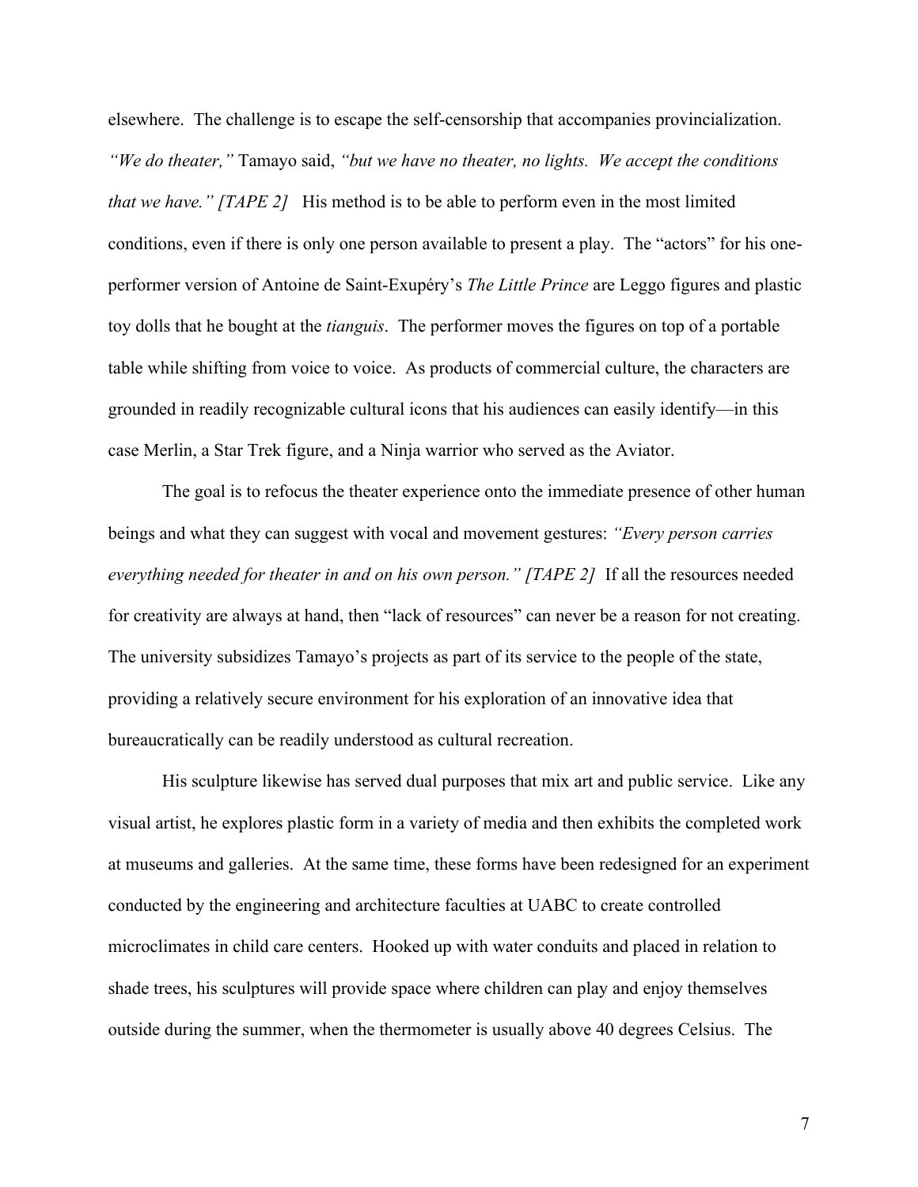elsewhere. The challenge is to escape the self-censorship that accompanies provincialization. *"We do theater,"* Tamayo said, *"but we have no theater, no lights. We accept the conditions that we have." [TAPE 2]* His method is to be able to perform even in the most limited conditions, even if there is only one person available to present a play. The "actors" for his one-performer version of Antoine de Saint-Exupéry's *The Little Prince* are Leggo figures and plastic toy dolls that he bought at the *tianguis*. The performer moves the figures on top of a portable table while shifting from voice to voice. As products of commercial culture, the characters are grounded in readily recognizable cultural icons that his audiences can easily identify—in this case Merlin, a Star Trek figure, and a Ninja warrior who served as the Aviator.

The goal is to refocus the theater experience onto the immediate presence of other human beings and what they can suggest with vocal and movement gestures: *"Every person carries everything needed for theater in and on his own person." [TAPE 2]* If all the resources needed for creativity are always at hand, then "lack of resources" can never be a reason for not creating. The university subsidizes Tamayo's projects as part of its service to the people of the state, providing a relatively secure environment for his exploration of an innovative idea that bureaucratically can be readily understood as cultural recreation.

His sculpture likewise has served dual purposes that mix art and public service. Like any visual artist, he explores plastic form in a variety of media and then exhibits the completed work at museums and galleries. At the same time, these forms have been redesigned for an experiment conducted by the engineering and architecture faculties at UABC to create controlled microclimates in child care centers. Hooked up with water conduits and placed in relation to shade trees, his sculptures will provide space where children can play and enjoy themselves outside during the summer, when the thermometer is usually above 40 degrees Celsius. The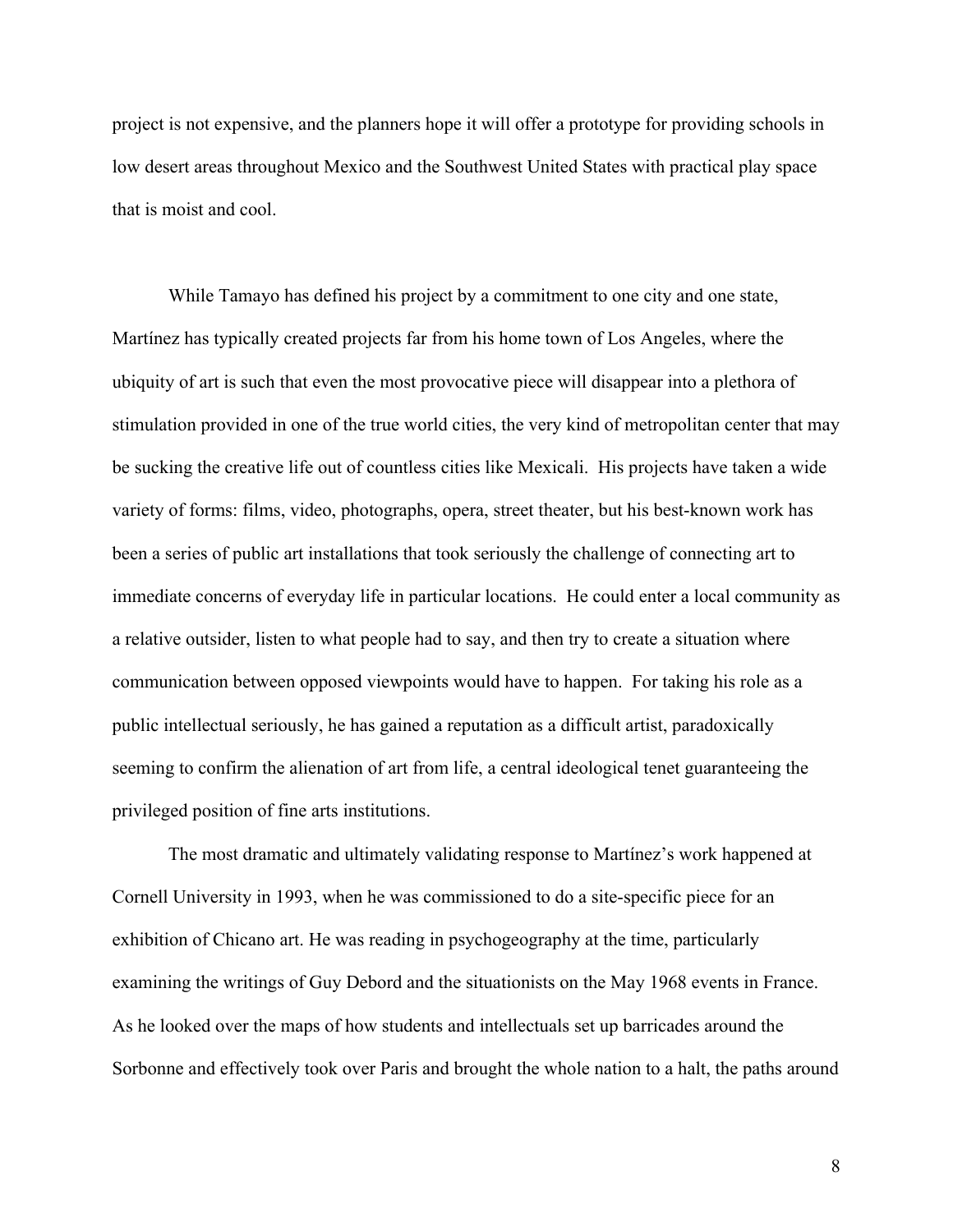project is not expensive, and the planners hope it will offer a prototype for providing schools in low desert areas throughout Mexico and the Southwest United States with practical play space that is moist and cool.

While Tamayo has defined his project by a commitment to one city and one state, Martínez has typically created projects far from his home town of Los Angeles, where the ubiquity of art is such that even the most provocative piece will disappear into a plethora of stimulation provided in one of the true world cities, the very kind of metropolitan center that may be sucking the creative life out of countless cities like Mexicali. His projects have taken a wide variety of forms: films, video, photographs, opera, street theater, but his best-known work has been a series of public art installations that took seriously the challenge of connecting art to immediate concerns of everyday life in particular locations. He could enter a local community as a relative outsider, listen to what people had to say, and then try to create a situation where communication between opposed viewpoints would have to happen. For taking his role as a public intellectual seriously, he has gained a reputation as a difficult artist, paradoxically seeming to confirm the alienation of art from life, a central ideological tenet guaranteeing the privileged position of fine arts institutions.

The most dramatic and ultimately validating response to Martínez's work happened at Cornell University in 1993, when he was commissioned to do a site-specific piece for an exhibition of Chicano art. He was reading in psychogeography at the time, particularly examining the writings of Guy Debord and the situationists on the May 1968 events in France. As he looked over the maps of how students and intellectuals set up barricades around the Sorbonne and effectively took over Paris and brought the whole nation to a halt, the paths around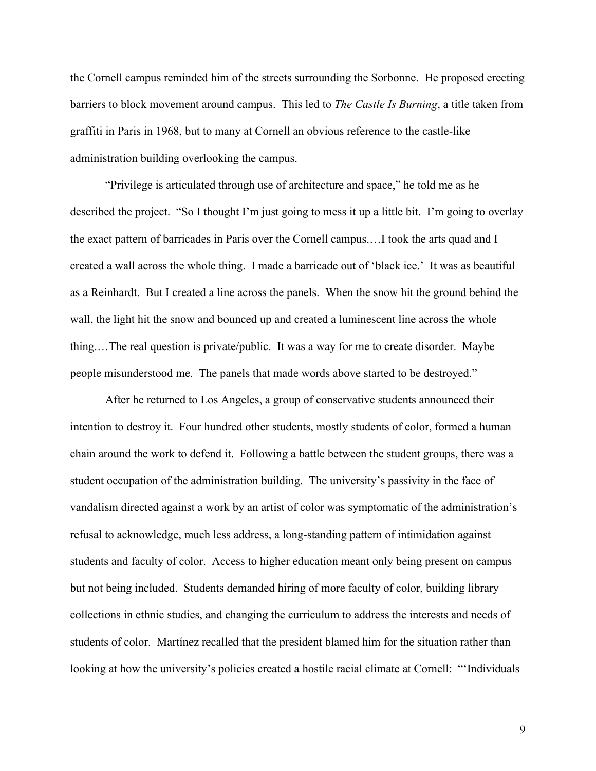the Cornell campus reminded him of the streets surrounding the Sorbonne. He proposed erecting barriers to block movement around campus. This led to *The Castle Is Burning*, a title taken from graffiti in Paris in 1968, but to many at Cornell an obvious reference to the castle-like administration building overlooking the campus.

"Privilege is articulated through use of architecture and space," he told me as he described the project. "So I thought I'm just going to mess it up a little bit. I'm going to overlay the exact pattern of barricades in Paris over the Cornell campus.…I took the arts quad and I created a wall across the whole thing. I made a barricade out of 'black ice.' It was as beautiful as a Reinhardt. But I created a line across the panels. When the snow hit the ground behind the wall, the light hit the snow and bounced up and created a luminescent line across the whole thing.…The real question is private/public. It was a way for me to create disorder. Maybe people misunderstood me. The panels that made words above started to be destroyed."

After he returned to Los Angeles, a group of conservative students announced their intention to destroy it. Four hundred other students, mostly students of color, formed a human chain around the work to defend it. Following a battle between the student groups, there was a student occupation of the administration building. The university's passivity in the face of vandalism directed against a work by an artist of color was symptomatic of the administration's refusal to acknowledge, much less address, a long-standing pattern of intimidation against students and faculty of color. Access to higher education meant only being present on campus but not being included. Students demanded hiring of more faculty of color, building library collections in ethnic studies, and changing the curriculum to address the interests and needs of students of color. Martínez recalled that the president blamed him for the situation rather than looking at how the university's policies created a hostile racial climate at Cornell: "'Individuals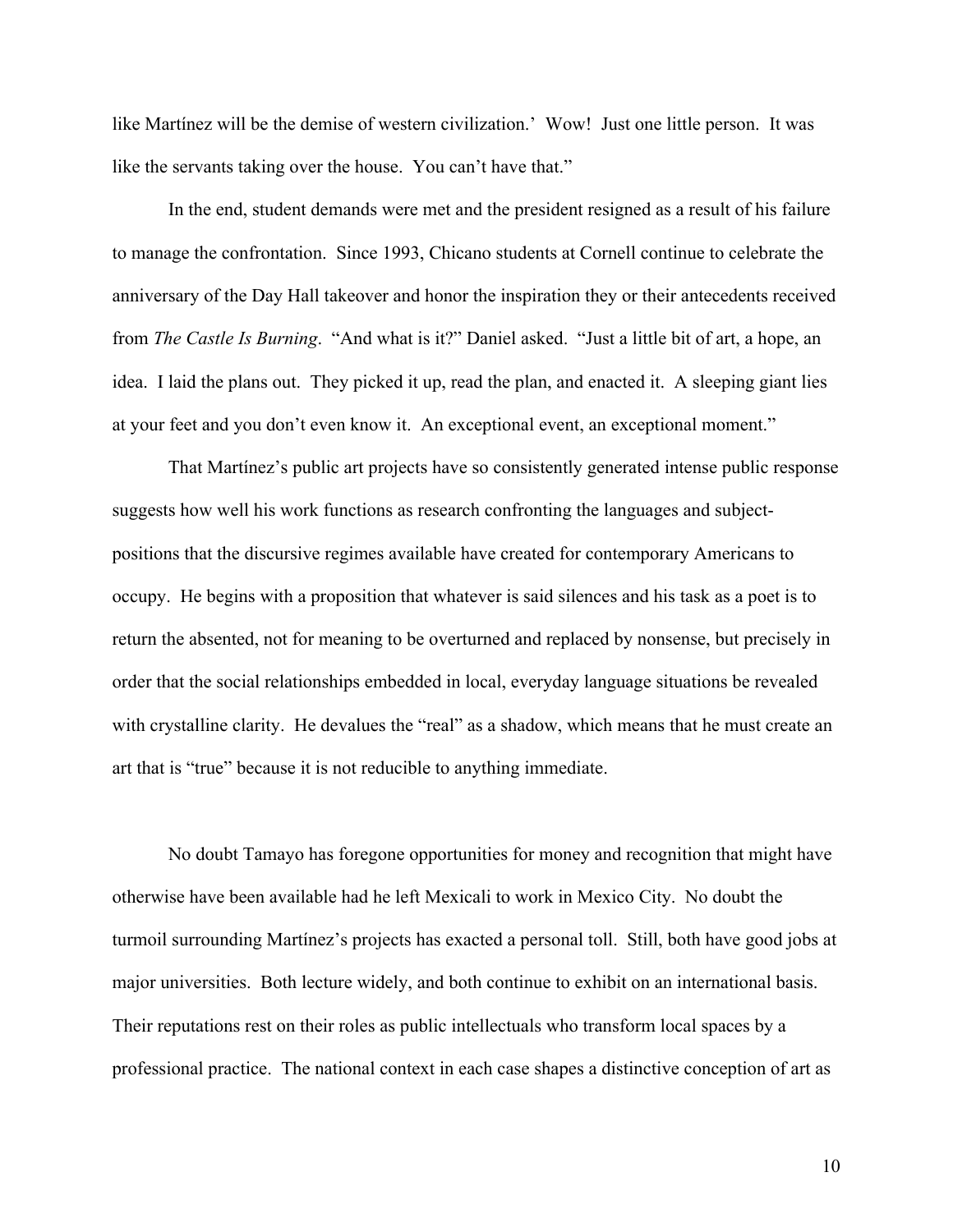like Martínez will be the demise of western civilization.' Wow! Just one little person. It was like the servants taking over the house. You can't have that."

In the end, student demands were met and the president resigned as a result of his failure to manage the confrontation. Since 1993, Chicano students at Cornell continue to celebrate the anniversary of the Day Hall takeover and honor the inspiration they or their antecedents received from *The Castle Is Burning*. "And what is it?" Daniel asked. "Just a little bit of art, a hope, an idea. I laid the plans out. They picked it up, read the plan, and enacted it. A sleeping giant lies at your feet and you don't even know it. An exceptional event, an exceptional moment."

That Martínez's public art projects have so consistently generated intense public response suggests how well his work functions as research confronting the languages and subject-positions that the discursive regimes available have created for contemporary Americans to occupy. He begins with a proposition that whatever is said silences and his task as a poet is to return the absented, not for meaning to be overturned and replaced by nonsense, but precisely in order that the social relationships embedded in local, everyday language situations be revealed with crystalline clarity. He devalues the "real" as a shadow, which means that he must create an art that is "true" because it is not reducible to anything immediate.

No doubt Tamayo has foregone opportunities for money and recognition that might have otherwise have been available had he left Mexicali to work in Mexico City. No doubt the turmoil surrounding Martínez's projects has exacted a personal toll. Still, both have good jobs at major universities. Both lecture widely, and both continue to exhibit on an international basis. Their reputations rest on their roles as public intellectuals who transform local spaces by a professional practice. The national context in each case shapes a distinctive conception of art as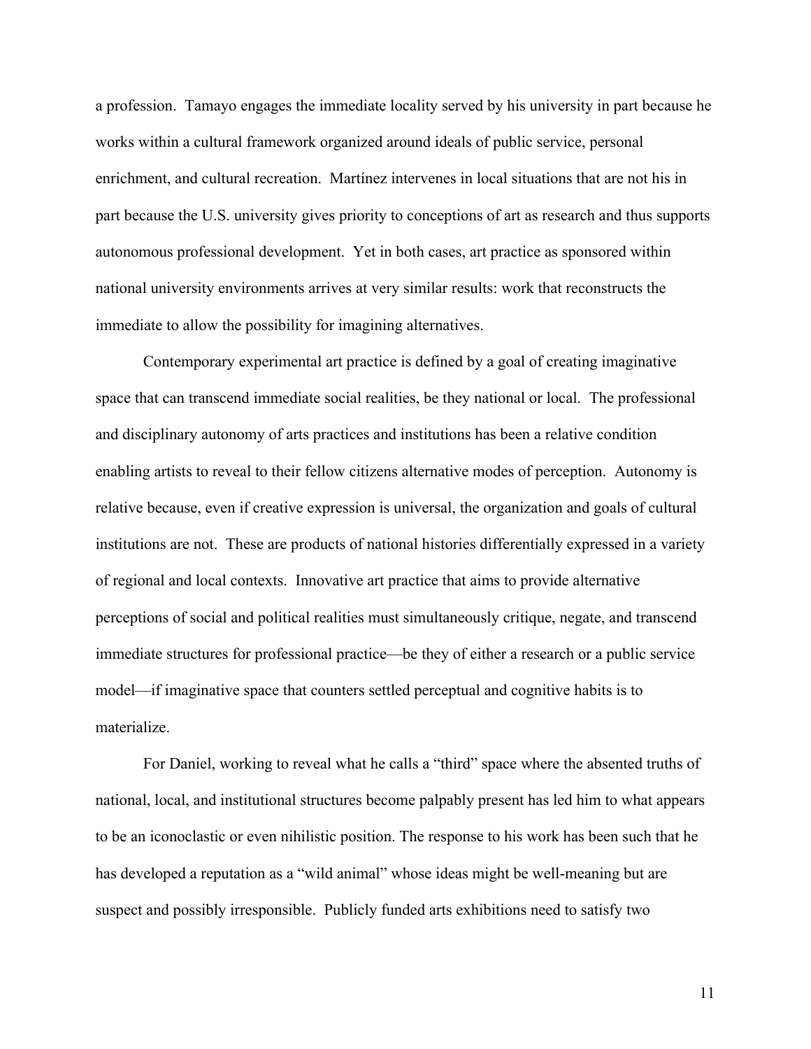a profession. Tamayo engages the immediate locality served by his university in part because he works within a cultural framework organized around ideals of public service, personal enrichment, and cultural recreation. Martínez intervenes in local situations that are not his in part because the U.S. university gives priority to conceptions of art as research and thus supports autonomous professional development. Yet in both cases, art practice as sponsored within national university environments arrives at very similar results: work that reconstructs the immediate to allow the possibility for imagining alternatives.

Contemporary experimental art practice is defined by a goal of creating imaginative space that can transcend immediate social realities, be they national or local. The professional and disciplinary autonomy of arts practices and institutions has been a relative condition enabling artists to reveal to their fellow citizens alternative modes of perception. Autonomy is relative because, even if creative expression is universal, the organization and goals of cultural institutions are not. These are products of national histories differentially expressed in a variety of regional and local contexts. Innovative art practice that aims to provide alternative perceptions of social and political realities must simultaneously critique, negate, and transcend immediate structures for professional practice—be they of either a research or a public service model—if imaginative space that counters settled perceptual and cognitive habits is to materialize.

For Daniel, working to reveal what he calls a "third" space where the absented truths of national, local, and institutional structures become palpably present has led him to what appears to be an iconoclastic or even nihilistic position. The response to his work has been such that he has developed a reputation as a "wild animal" whose ideas might be well-meaning but are suspect and possibly irresponsible. Publicly funded arts exhibitions need to satisfy two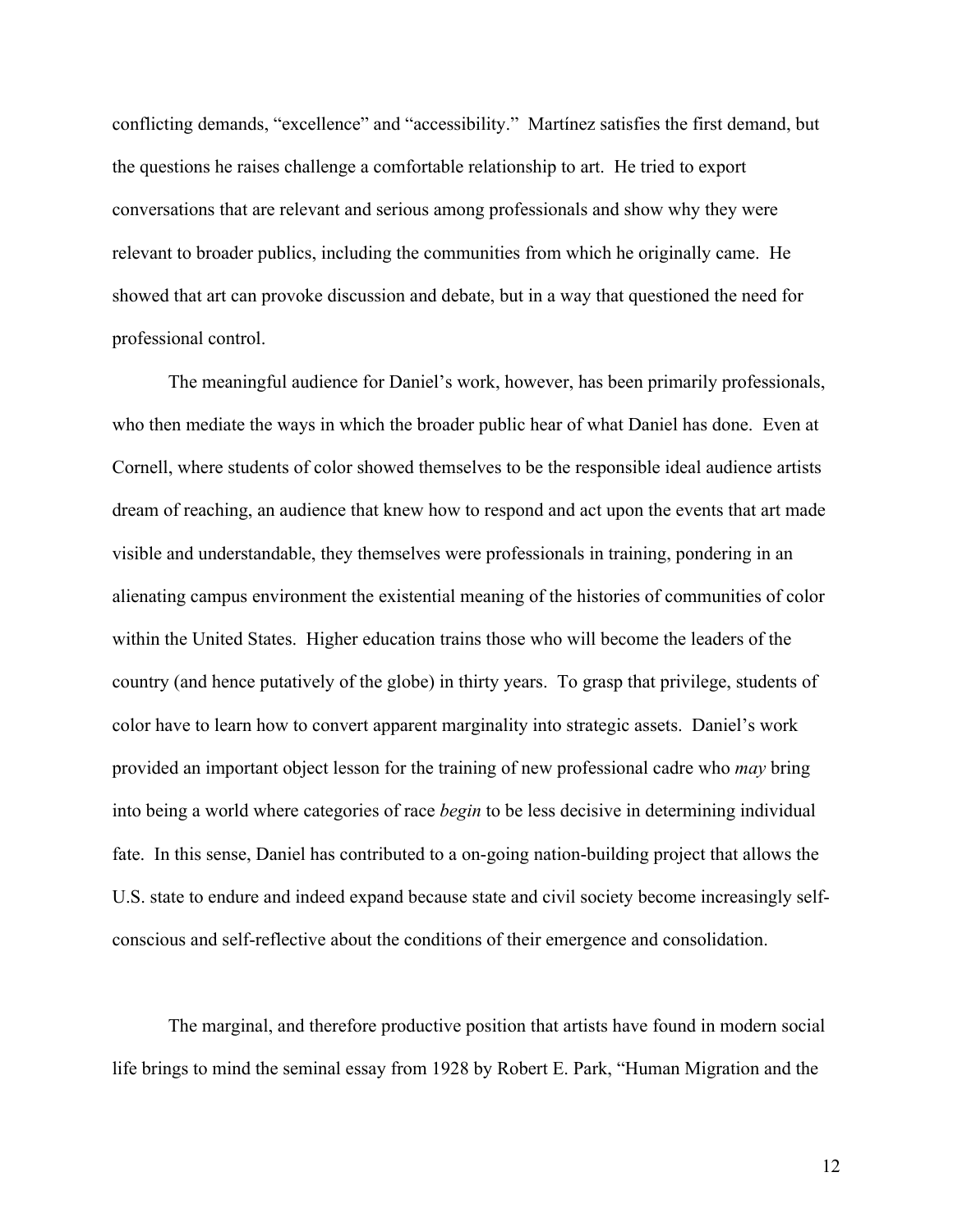conflicting demands, "excellence" and "accessibility." Martínez satisfies the first demand, but the questions he raises challenge a comfortable relationship to art. He tried to export conversations that are relevant and serious among professionals and show why they were relevant to broader publics, including the communities from which he originally came. He showed that art can provoke discussion and debate, but in a way that questioned the need for professional control.

The meaningful audience for Daniel's work, however, has been primarily professionals, who then mediate the ways in which the broader public hear of what Daniel has done. Even at Cornell, where students of color showed themselves to be the responsible ideal audience artists dream of reaching, an audience that knew how to respond and act upon the events that art made visible and understandable, they themselves were professionals in training, pondering in an alienating campus environment the existential meaning of the histories of communities of color within the United States. Higher education trains those who will become the leaders of the country (and hence putatively of the globe) in thirty years. To grasp that privilege, students of color have to learn how to convert apparent marginality into strategic assets. Daniel's work provided an important object lesson for the training of new professional cadre who *may* bring into being a world where categories of race *begin* to be less decisive in determining individual fate. In this sense, Daniel has contributed to a on-going nation-building project that allows the U.S. state to endure and indeed expand because state and civil society become increasingly self-conscious and self-reflective about the conditions of their emergence and consolidation.

The marginal, and therefore productive position that artists have found in modern social life brings to mind the seminal essay from 1928 by Robert E. Park, "Human Migration and the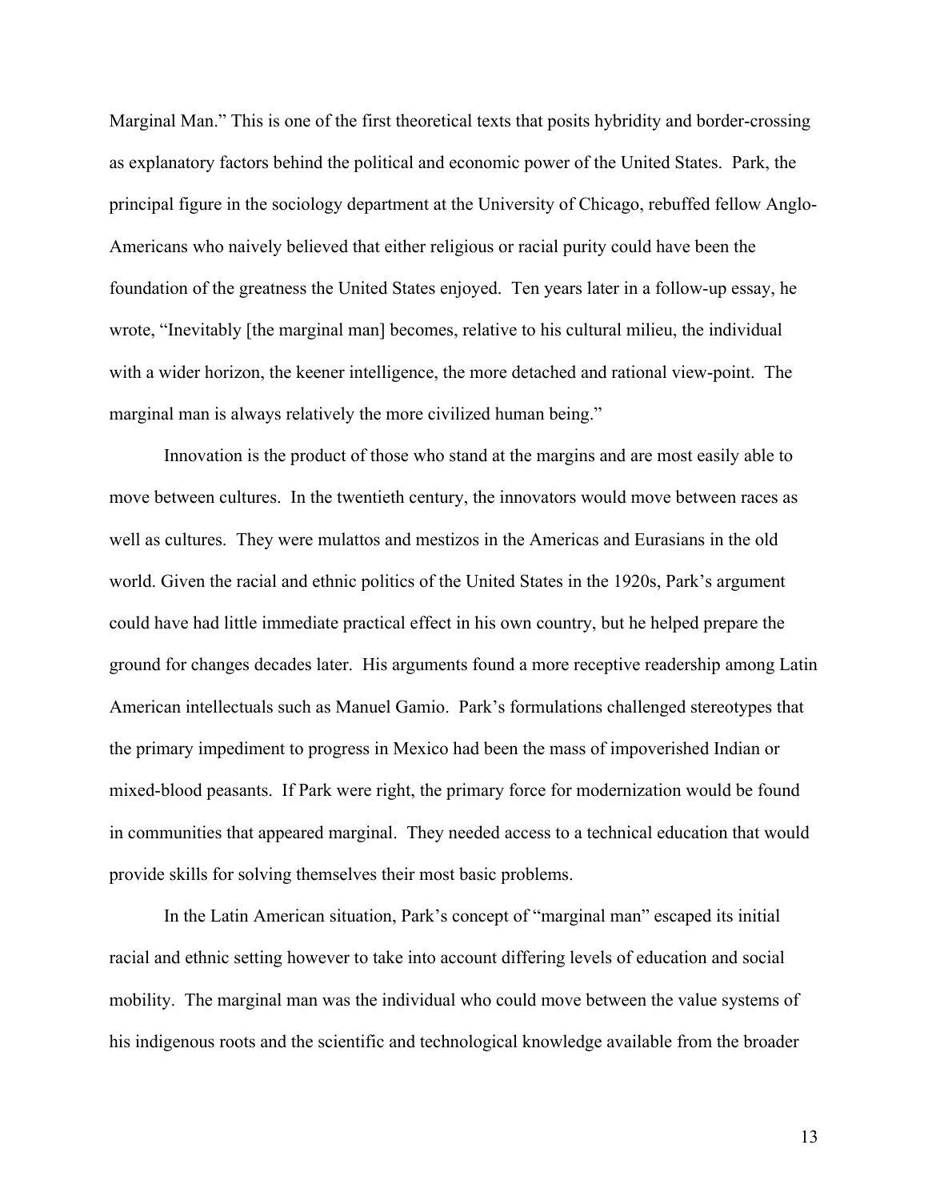Marginal Man." This is one of the first theoretical texts that posits hybridity and border-crossing as explanatory factors behind the political and economic power of the United States. Park, the principal figure in the sociology department at the University of Chicago, rebuffed fellow Anglo-Americans who naively believed that either religious or racial purity could have been the foundation of the greatness the United States enjoyed. Ten years later in a follow-up essay, he wrote, "Inevitably [the marginal man] becomes, relative to his cultural milieu, the individual with a wider horizon, the keener intelligence, the more detached and rational view-point. The marginal man is always relatively the more civilized human being."

Innovation is the product of those who stand at the margins and are most easily able to move between cultures. In the twentieth century, the innovators would move between races as well as cultures. They were mulattos and mestizos in the Americas and Eurasians in the old world. Given the racial and ethnic politics of the United States in the 1920s, Park's argument could have had little immediate practical effect in his own country, but he helped prepare the ground for changes decades later. His arguments found a more receptive readership among Latin American intellectuals such as Manuel Gamio. Park's formulations challenged stereotypes that the primary impediment to progress in Mexico had been the mass of impoverished Indian or mixed-blood peasants. If Park were right, the primary force for modernization would be found in communities that appeared marginal. They needed access to a technical education that would provide skills for solving themselves their most basic problems.

In the Latin American situation, Park's concept of "marginal man" escaped its initial racial and ethnic setting however to take into account differing levels of education and social mobility. The marginal man was the individual who could move between the value systems of his indigenous roots and the scientific and technological knowledge available from the broader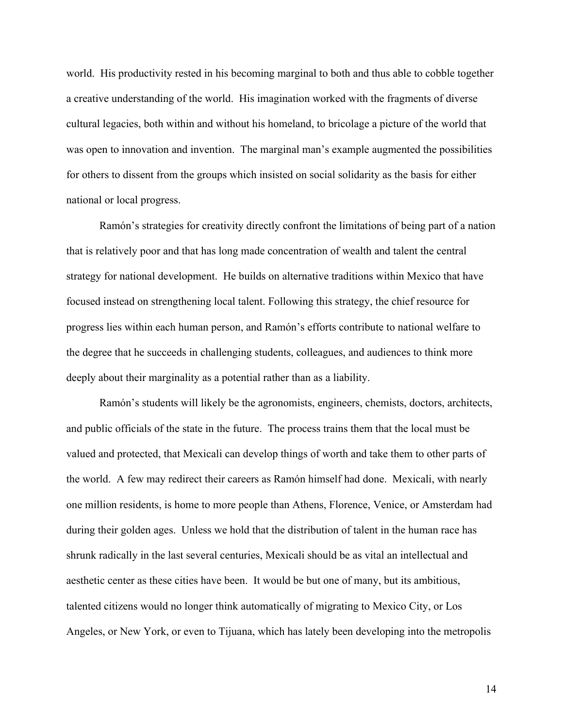world. His productivity rested in his becoming marginal to both and thus able to cobble together a creative understanding of the world. His imagination worked with the fragments of diverse cultural legacies, both within and without his homeland, to bricolage a picture of the world that was open to innovation and invention. The marginal man's example augmented the possibilities for others to dissent from the groups which insisted on social solidarity as the basis for either national or local progress.

Ramón's strategies for creativity directly confront the limitations of being part of a nation that is relatively poor and that has long made concentration of wealth and talent the central strategy for national development. He builds on alternative traditions within Mexico that have focused instead on strengthening local talent. Following this strategy, the chief resource for progress lies within each human person, and Ramón's efforts contribute to national welfare to the degree that he succeeds in challenging students, colleagues, and audiences to think more deeply about their marginality as a potential rather than as a liability.

Ramón's students will likely be the agronomists, engineers, chemists, doctors, architects, and public officials of the state in the future. The process trains them that the local must be valued and protected, that Mexicali can develop things of worth and take them to other parts of the world. A few may redirect their careers as Ramón himself had done. Mexicali, with nearly one million residents, is home to more people than Athens, Florence, Venice, or Amsterdam had during their golden ages. Unless we hold that the distribution of talent in the human race has shrunk radically in the last several centuries, Mexicali should be as vital an intellectual and aesthetic center as these cities have been. It would be but one of many, but its ambitious, talented citizens would no longer think automatically of migrating to Mexico City, or Los Angeles, or New York, or even to Tijuana, which has lately been developing into the metropolis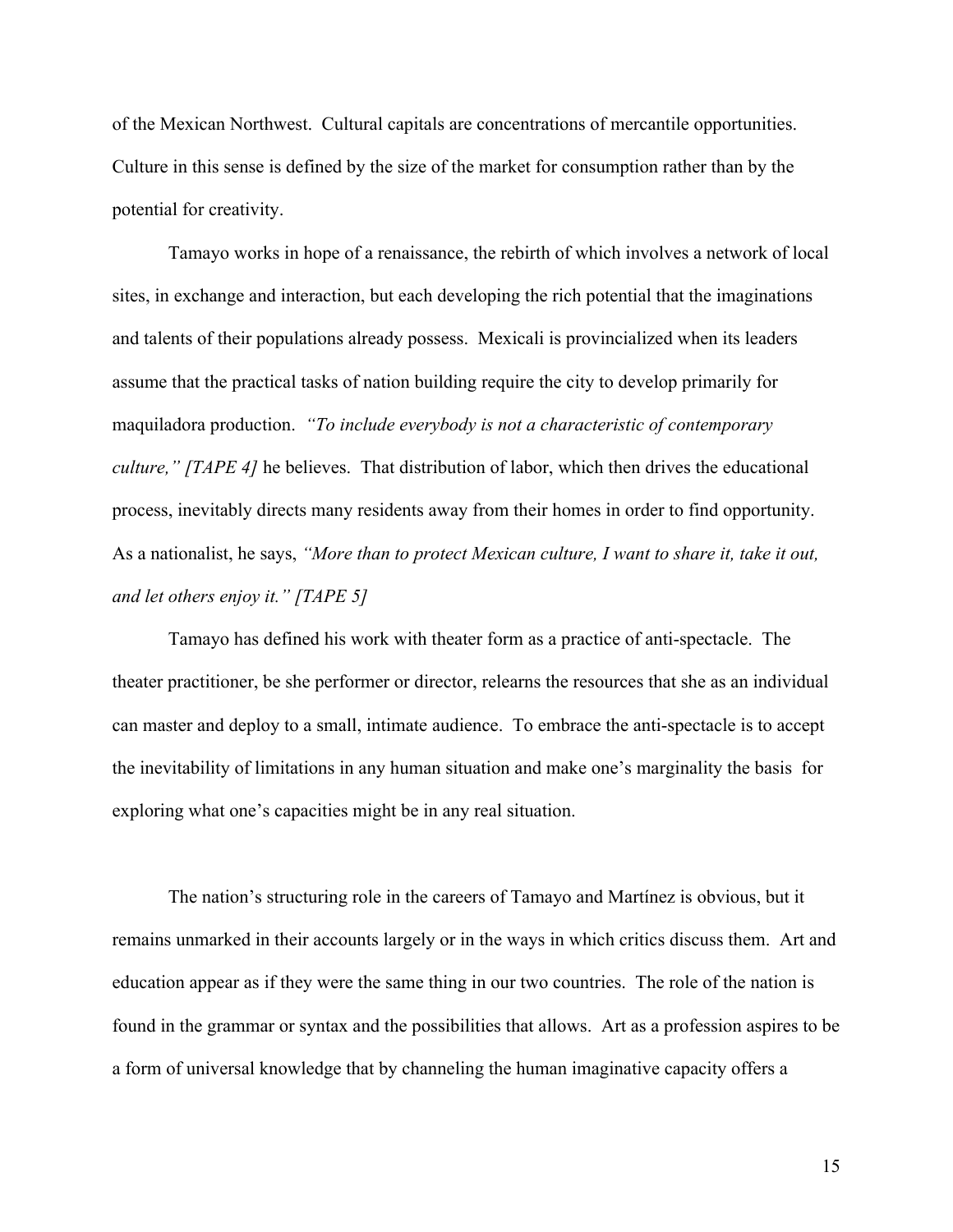of the Mexican Northwest. Cultural capitals are concentrations of mercantile opportunities. Culture in this sense is defined by the size of the market for consumption rather than by the potential for creativity.

Tamayo works in hope of a renaissance, the rebirth of which involves a network of local sites, in exchange and interaction, but each developing the rich potential that the imaginations and talents of their populations already possess. Mexicali is provincialized when its leaders assume that the practical tasks of nation building require the city to develop primarily for maquiladora production. *"To include everybody is not a characteristic of contemporary culture," [TAPE 4]* he believes. That distribution of labor, which then drives the educational process, inevitably directs many residents away from their homes in order to find opportunity. As a nationalist, he says, *"More than to protect Mexican culture, I want to share it, take it out, and let others enjoy it." [TAPE 5]*

Tamayo has defined his work with theater form as a practice of anti-spectacle. The theater practitioner, be she performer or director, relearns the resources that she as an individual can master and deploy to a small, intimate audience. To embrace the anti-spectacle is to accept the inevitability of limitations in any human situation and make one's marginality the basis for exploring what one's capacities might be in any real situation.

The nation's structuring role in the careers of Tamayo and Martínez is obvious, but it remains unmarked in their accounts largely or in the ways in which critics discuss them. Art and education appear as if they were the same thing in our two countries. The role of the nation is found in the grammar or syntax and the possibilities that allows. Art as a profession aspires to be a form of universal knowledge that by channeling the human imaginative capacity offers a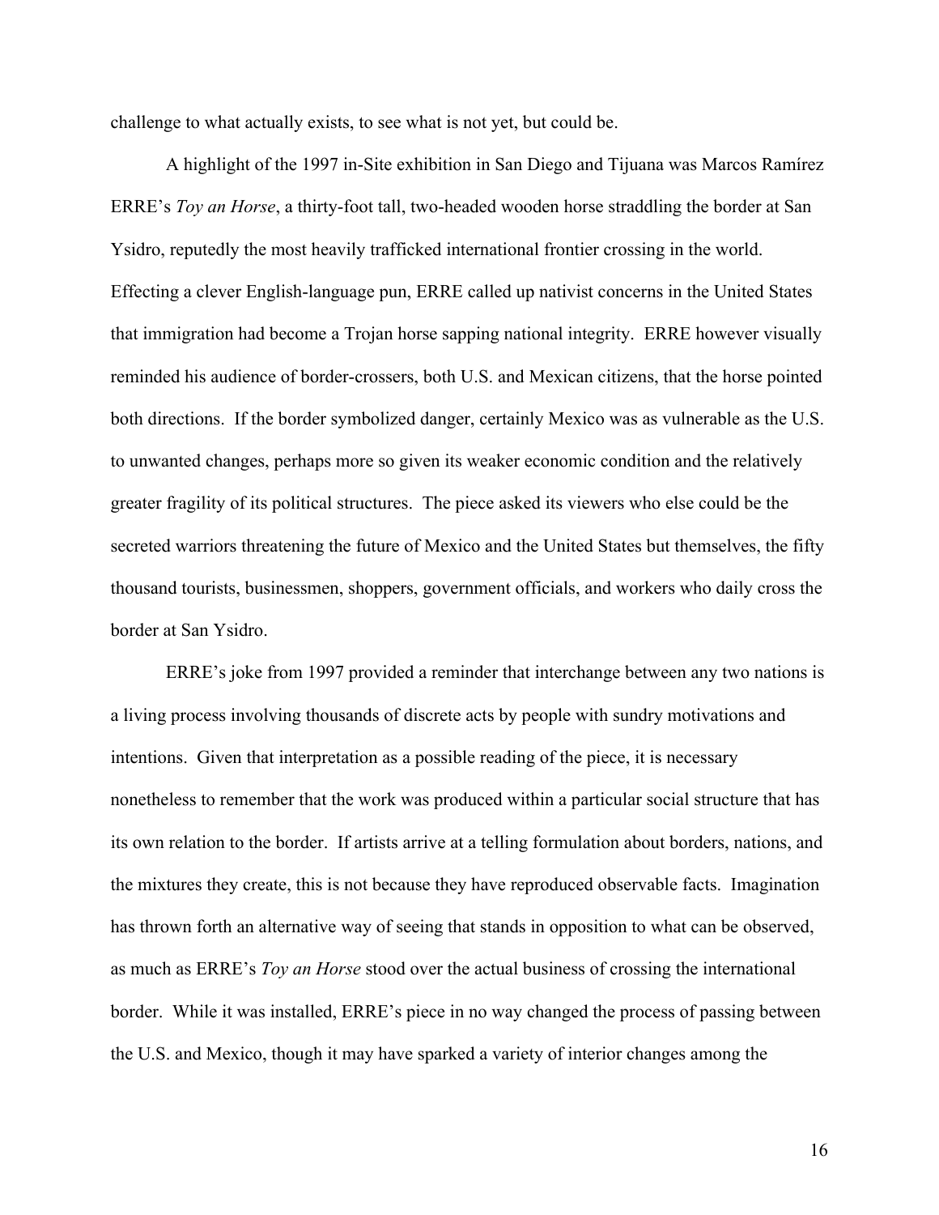challenge to what actually exists, to see what is not yet, but could be.

A highlight of the 1997 in-Site exhibition in San Diego and Tijuana was Marcos Ramírez ERRE's *Toy an Horse*, a thirty-foot tall, two-headed wooden horse straddling the border at San Ysidro, reputedly the most heavily trafficked international frontier crossing in the world. Effecting a clever English-language pun, ERRE called up nativist concerns in the United States that immigration had become a Trojan horse sapping national integrity. ERRE however visually reminded his audience of border-crossers, both U.S. and Mexican citizens, that the horse pointed both directions. If the border symbolized danger, certainly Mexico was as vulnerable as the U.S. to unwanted changes, perhaps more so given its weaker economic condition and the relatively greater fragility of its political structures. The piece asked its viewers who else could be the secreted warriors threatening the future of Mexico and the United States but themselves, the fifty thousand tourists, businessmen, shoppers, government officials, and workers who daily cross the border at San Ysidro.

ERRE's joke from 1997 provided a reminder that interchange between any two nations is a living process involving thousands of discrete acts by people with sundry motivations and intentions. Given that interpretation as a possible reading of the piece, it is necessary nonetheless to remember that the work was produced within a particular social structure that has its own relation to the border. If artists arrive at a telling formulation about borders, nations, and the mixtures they create, this is not because they have reproduced observable facts. Imagination has thrown forth an alternative way of seeing that stands in opposition to what can be observed, as much as ERRE's *Toy an Horse* stood over the actual business of crossing the international border. While it was installed, ERRE's piece in no way changed the process of passing between the U.S. and Mexico, though it may have sparked a variety of interior changes among the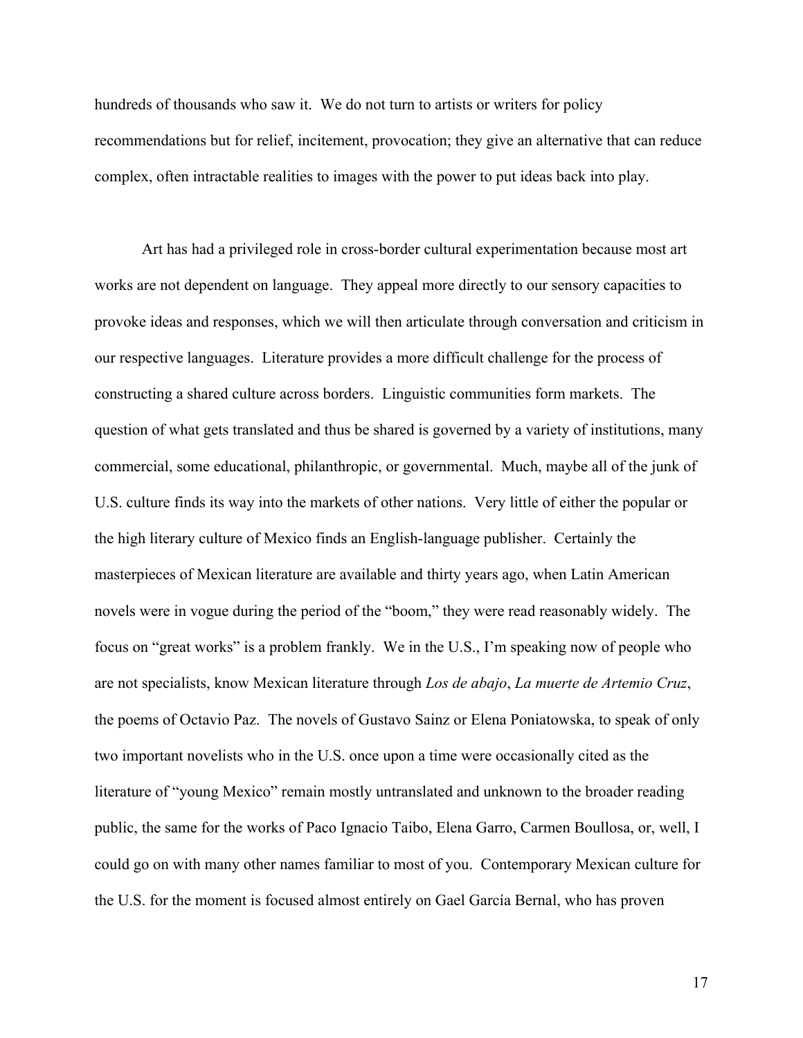hundreds of thousands who saw it. We do not turn to artists or writers for policy recommendations but for relief, incitement, provocation; they give an alternative that can reduce complex, often intractable realities to images with the power to put ideas back into play.

Art has had a privileged role in cross-border cultural experimentation because most art works are not dependent on language. They appeal more directly to our sensory capacities to provoke ideas and responses, which we will then articulate through conversation and criticism in our respective languages. Literature provides a more difficult challenge for the process of constructing a shared culture across borders. Linguistic communities form markets. The question of what gets translated and thus be shared is governed by a variety of institutions, many commercial, some educational, philanthropic, or governmental. Much, maybe all of the junk of U.S. culture finds its way into the markets of other nations. Very little of either the popular or the high literary culture of Mexico finds an English-language publisher. Certainly the masterpieces of Mexican literature are available and thirty years ago, when Latin American novels were in vogue during the period of the "boom," they were read reasonably widely. The focus on "great works" is a problem frankly. We in the U.S., I'm speaking now of people who are not specialists, know Mexican literature through *Los de abajo*, *La muerte de Artemio Cruz*, the poems of Octavio Paz. The novels of Gustavo Sainz or Elena Poniatowska, to speak of only two important novelists who in the U.S. once upon a time were occasionally cited as the literature of "young Mexico" remain mostly untranslated and unknown to the broader reading public, the same for the works of Paco Ignacio Taibo, Elena Garro, Carmen Boullosa, or, well, I could go on with many other names familiar to most of you. Contemporary Mexican culture for the U.S. for the moment is focused almost entirely on Gael García Bernal, who has proven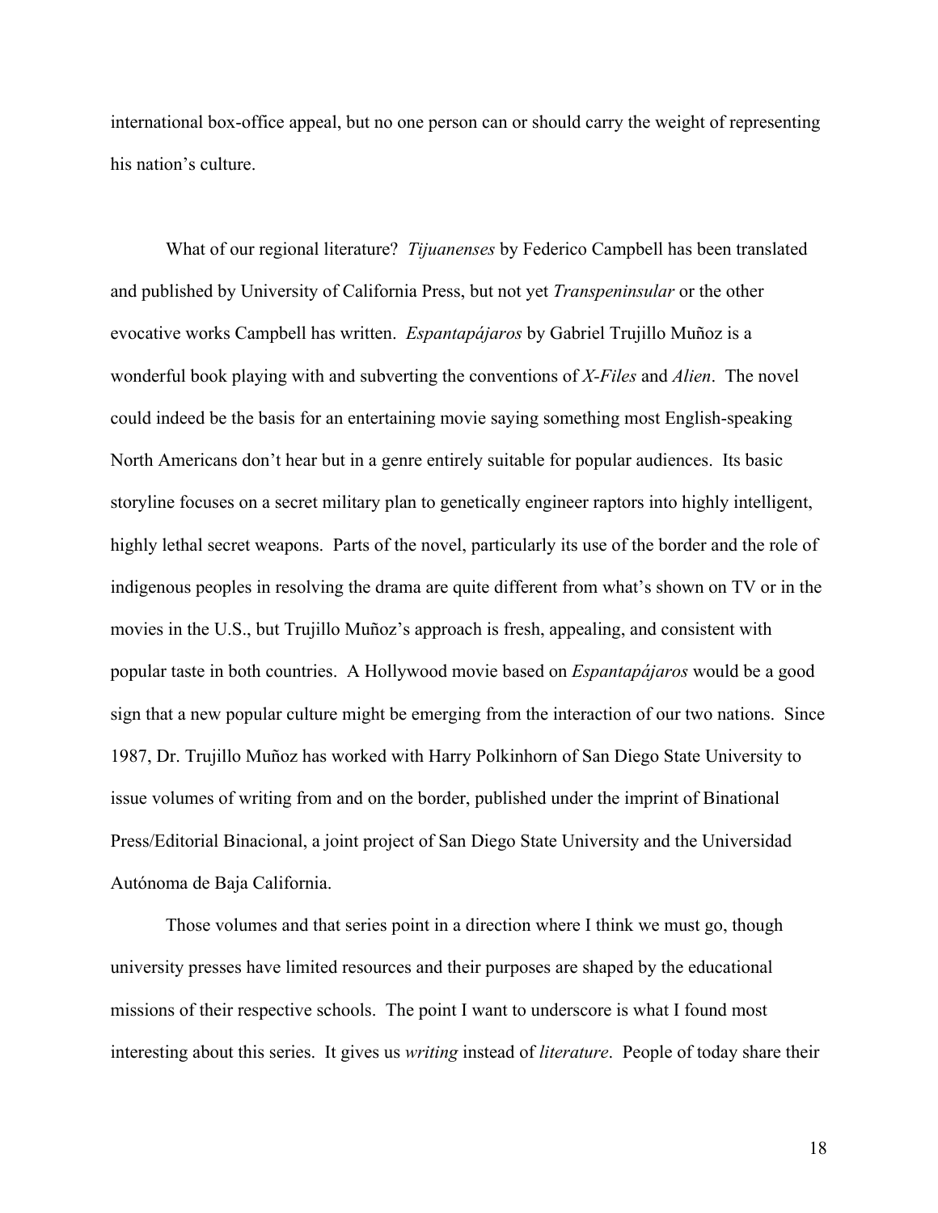international box-office appeal, but no one person can or should carry the weight of representing his nation's culture.

What of our regional literature? *Tijuanenses* by Federico Campbell has been translated and published by University of California Press, but not yet *Transpeninsular* or the other evocative works Campbell has written. *Espantapájaros* by Gabriel Trujillo Muñoz is a wonderful book playing with and subverting the conventions of *X-Files* and *Alien*. The novel could indeed be the basis for an entertaining movie saying something most English-speaking North Americans don't hear but in a genre entirely suitable for popular audiences. Its basic storyline focuses on a secret military plan to genetically engineer raptors into highly intelligent, highly lethal secret weapons. Parts of the novel, particularly its use of the border and the role of indigenous peoples in resolving the drama are quite different from what's shown on TV or in the movies in the U.S., but Trujillo Muñoz's approach is fresh, appealing, and consistent with popular taste in both countries. A Hollywood movie based on *Espantapájaros* would be a good sign that a new popular culture might be emerging from the interaction of our two nations. Since 1987, Dr. Trujillo Muñoz has worked with Harry Polkinhorn of San Diego State University to issue volumes of writing from and on the border, published under the imprint of Binational Press/Editorial Binacional, a joint project of San Diego State University and the Universidad Autónoma de Baja California.

Those volumes and that series point in a direction where I think we must go, though university presses have limited resources and their purposes are shaped by the educational missions of their respective schools. The point I want to underscore is what I found most interesting about this series. It gives us *writing* instead of *literature*. People of today share their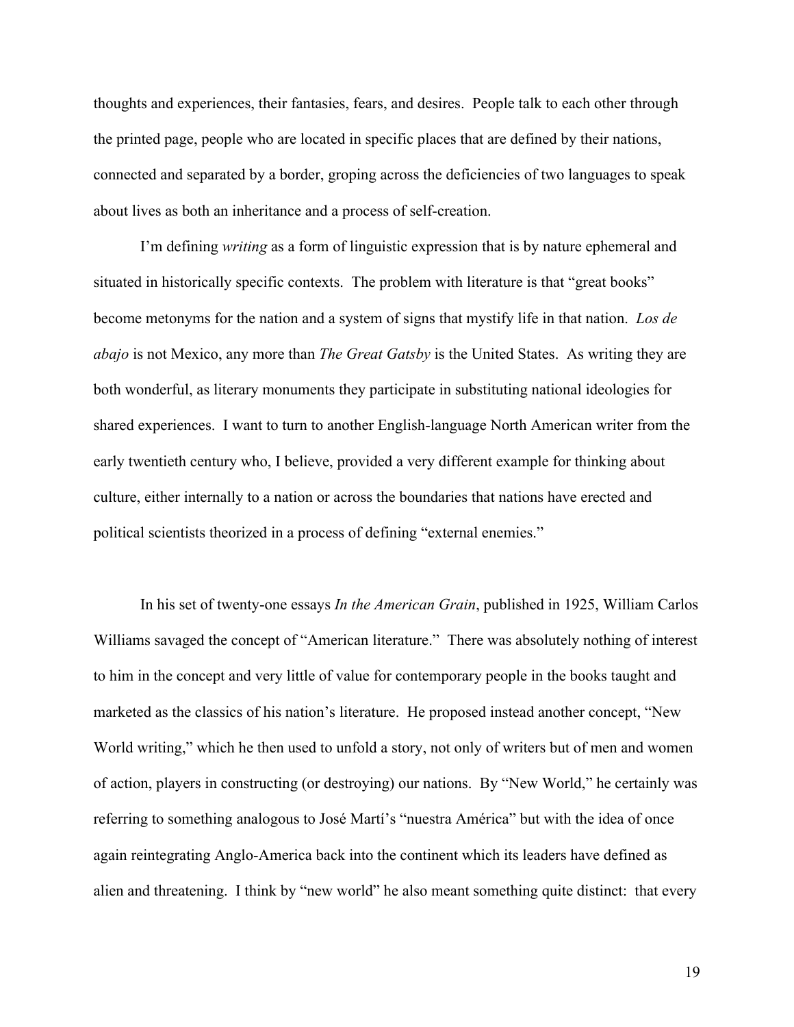thoughts and experiences, their fantasies, fears, and desires. People talk to each other through the printed page, people who are located in specific places that are defined by their nations, connected and separated by a border, groping across the deficiencies of two languages to speak about lives as both an inheritance and a process of self-creation.

I'm defining *writing* as a form of linguistic expression that is by nature ephemeral and situated in historically specific contexts. The problem with literature is that "great books" become metonyms for the nation and a system of signs that mystify life in that nation. *Los de abajo* is not Mexico, any more than *The Great Gatsby* is the United States. As writing they are both wonderful, as literary monuments they participate in substituting national ideologies for shared experiences. I want to turn to another English-language North American writer from the early twentieth century who, I believe, provided a very different example for thinking about culture, either internally to a nation or across the boundaries that nations have erected and political scientists theorized in a process of defining "external enemies."

In his set of twenty-one essays *In the American Grain*, published in 1925, William Carlos Williams savaged the concept of "American literature." There was absolutely nothing of interest to him in the concept and very little of value for contemporary people in the books taught and marketed as the classics of his nation's literature. He proposed instead another concept, "New World writing," which he then used to unfold a story, not only of writers but of men and women of action, players in constructing (or destroying) our nations. By "New World," he certainly was referring to something analogous to José Martí's "nuestra América" but with the idea of once again reintegrating Anglo-America back into the continent which its leaders have defined as alien and threatening. I think by "new world" he also meant something quite distinct: that every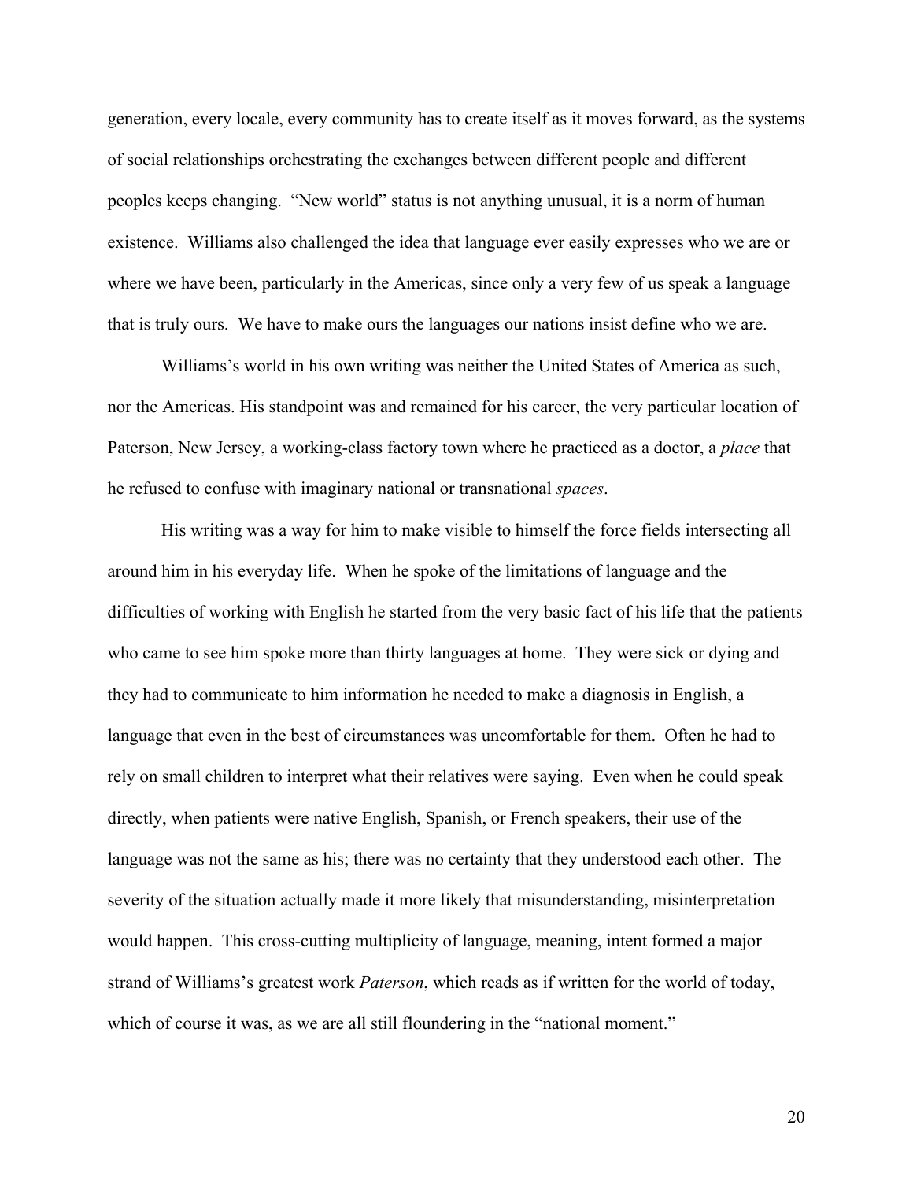generation, every locale, every community has to create itself as it moves forward, as the systems of social relationships orchestrating the exchanges between different people and different peoples keeps changing. "New world" status is not anything unusual, it is a norm of human existence. Williams also challenged the idea that language ever easily expresses who we are or where we have been, particularly in the Americas, since only a very few of us speak a language that is truly ours. We have to make ours the languages our nations insist define who we are.

Williams's world in his own writing was neither the United States of America as such, nor the Americas. His standpoint was and remained for his career, the very particular location of Paterson, New Jersey, a working-class factory town where he practiced as a doctor, a *place* that he refused to confuse with imaginary national or transnational *spaces*.

His writing was a way for him to make visible to himself the force fields intersecting all around him in his everyday life. When he spoke of the limitations of language and the difficulties of working with English he started from the very basic fact of his life that the patients who came to see him spoke more than thirty languages at home. They were sick or dying and they had to communicate to him information he needed to make a diagnosis in English, a language that even in the best of circumstances was uncomfortable for them. Often he had to rely on small children to interpret what their relatives were saying. Even when he could speak directly, when patients were native English, Spanish, or French speakers, their use of the language was not the same as his; there was no certainty that they understood each other. The severity of the situation actually made it more likely that misunderstanding, misinterpretation would happen. This cross-cutting multiplicity of language, meaning, intent formed a major strand of Williams's greatest work *Paterson*, which reads as if written for the world of today, which of course it was, as we are all still floundering in the "national moment."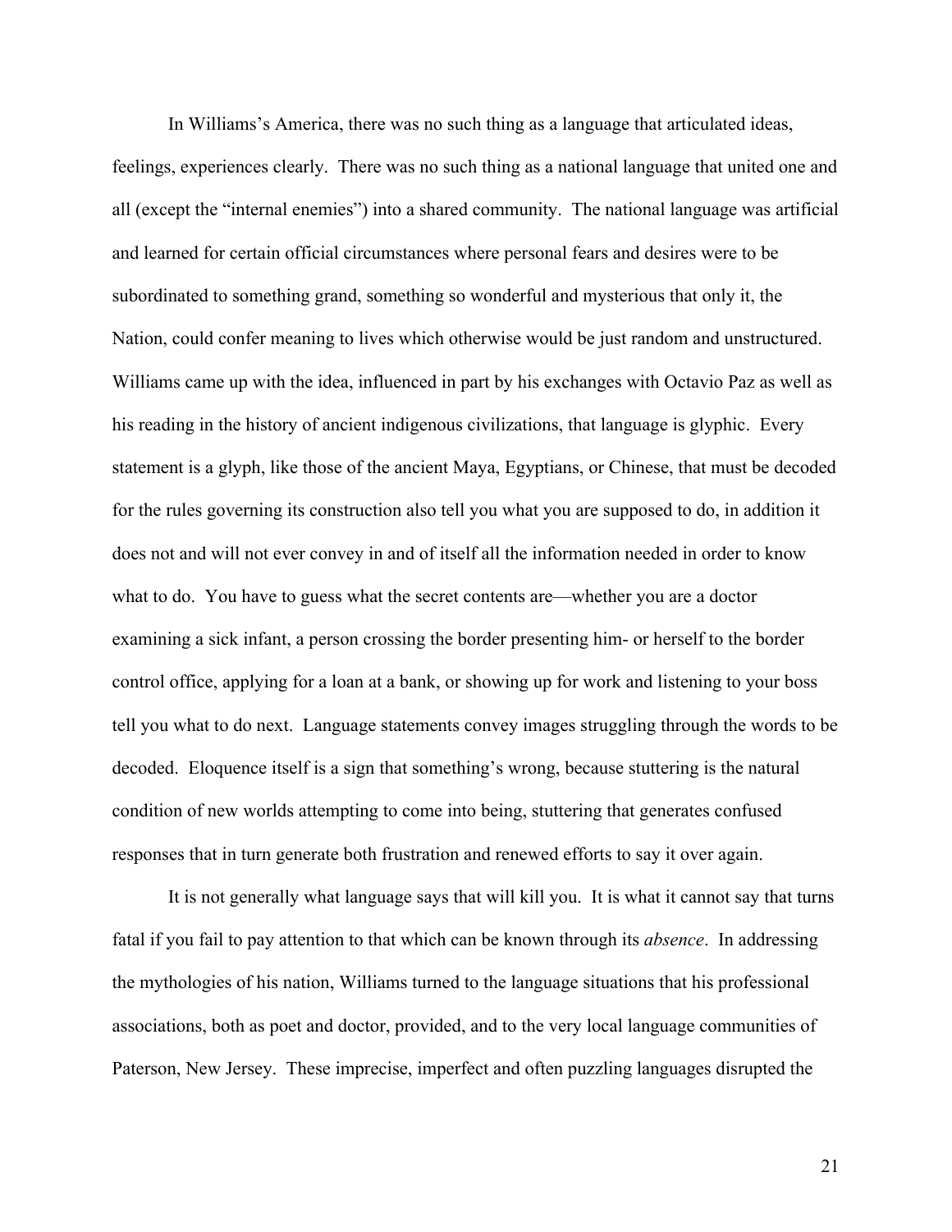In Williams's America, there was no such thing as a language that articulated ideas, feelings, experiences clearly. There was no such thing as a national language that united one and all (except the "internal enemies") into a shared community. The national language was artificial and learned for certain official circumstances where personal fears and desires were to be subordinated to something grand, something so wonderful and mysterious that only it, the Nation, could confer meaning to lives which otherwise would be just random and unstructured. Williams came up with the idea, influenced in part by his exchanges with Octavio Paz as well as his reading in the history of ancient indigenous civilizations, that language is glyphic. Every statement is a glyph, like those of the ancient Maya, Egyptians, or Chinese, that must be decoded for the rules governing its construction also tell you what you are supposed to do, in addition it does not and will not ever convey in and of itself all the information needed in order to know what to do. You have to guess what the secret contents are—whether you are a doctor examining a sick infant, a person crossing the border presenting him- or herself to the border control office, applying for a loan at a bank, or showing up for work and listening to your boss tell you what to do next. Language statements convey images struggling through the words to be decoded. Eloquence itself is a sign that something's wrong, because stuttering is the natural condition of new worlds attempting to come into being, stuttering that generates confused responses that in turn generate both frustration and renewed efforts to say it over again.

It is not generally what language says that will kill you. It is what it cannot say that turns fatal if you fail to pay attention to that which can be known through its *absence*. In addressing the mythologies of his nation, Williams turned to the language situations that his professional associations, both as poet and doctor, provided, and to the very local language communities of Paterson, New Jersey. These imprecise, imperfect and often puzzling languages disrupted the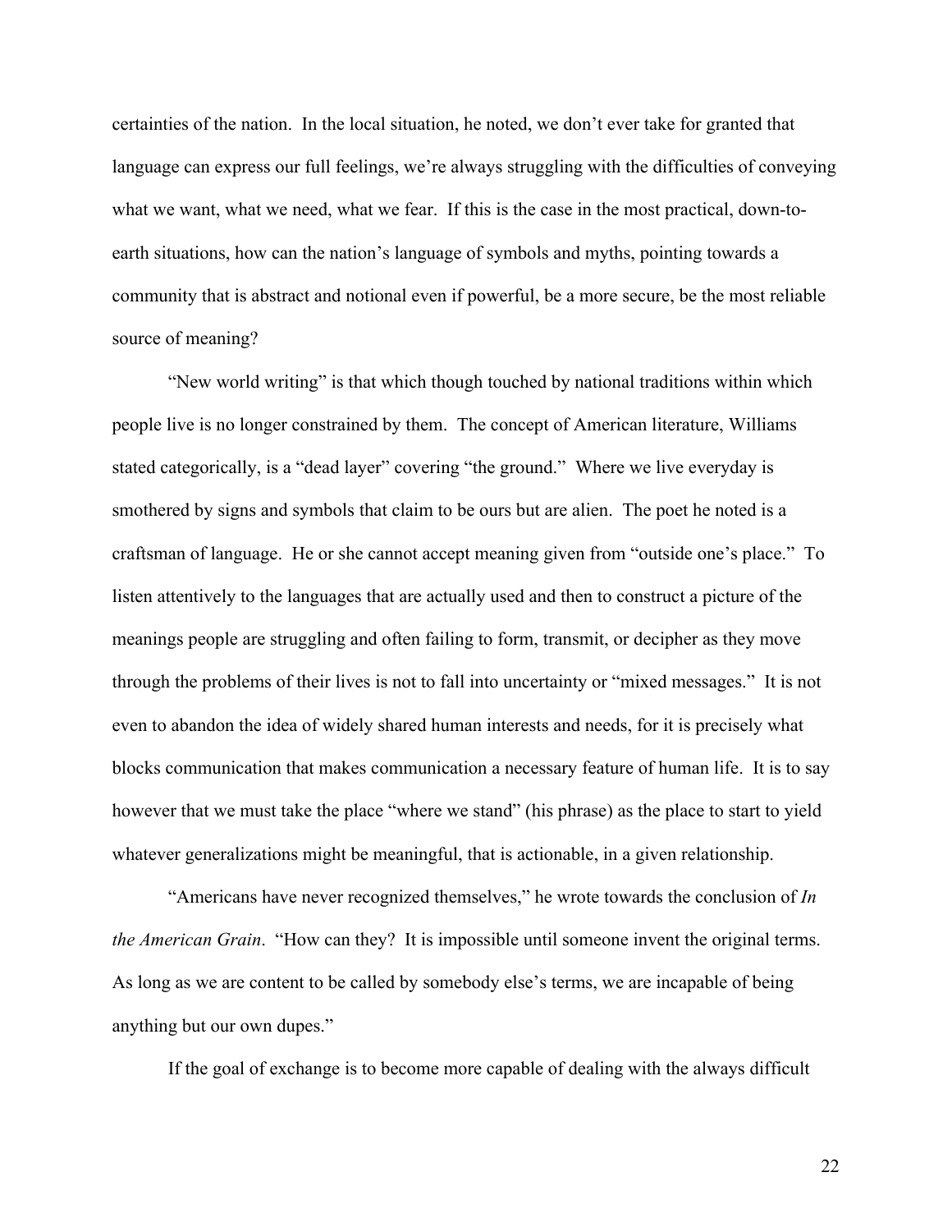certainties of the nation. In the local situation, he noted, we don't ever take for granted that language can express our full feelings, we're always struggling with the difficulties of conveying what we want, what we need, what we fear. If this is the case in the most practical, down-to-earth situations, how can the nation's language of symbols and myths, pointing towards a community that is abstract and notional even if powerful, be a more secure, be the most reliable source of meaning?

"New world writing" is that which though touched by national traditions within which people live is no longer constrained by them. The concept of American literature, Williams stated categorically, is a "dead layer" covering "the ground." Where we live everyday is smothered by signs and symbols that claim to be ours but are alien. The poet he noted is a craftsman of language. He or she cannot accept meaning given from "outside one's place." To listen attentively to the languages that are actually used and then to construct a picture of the meanings people are struggling and often failing to form, transmit, or decipher as they move through the problems of their lives is not to fall into uncertainty or "mixed messages." It is not even to abandon the idea of widely shared human interests and needs, for it is precisely what blocks communication that makes communication a necessary feature of human life. It is to say however that we must take the place "where we stand" (his phrase) as the place to start to yield whatever generalizations might be meaningful, that is actionable, in a given relationship.

"Americans have never recognized themselves," he wrote towards the conclusion of *In the American Grain*. "How can they? It is impossible until someone invent the original terms. As long as we are content to be called by somebody else's terms, we are incapable of being anything but our own dupes."

If the goal of exchange is to become more capable of dealing with the always difficult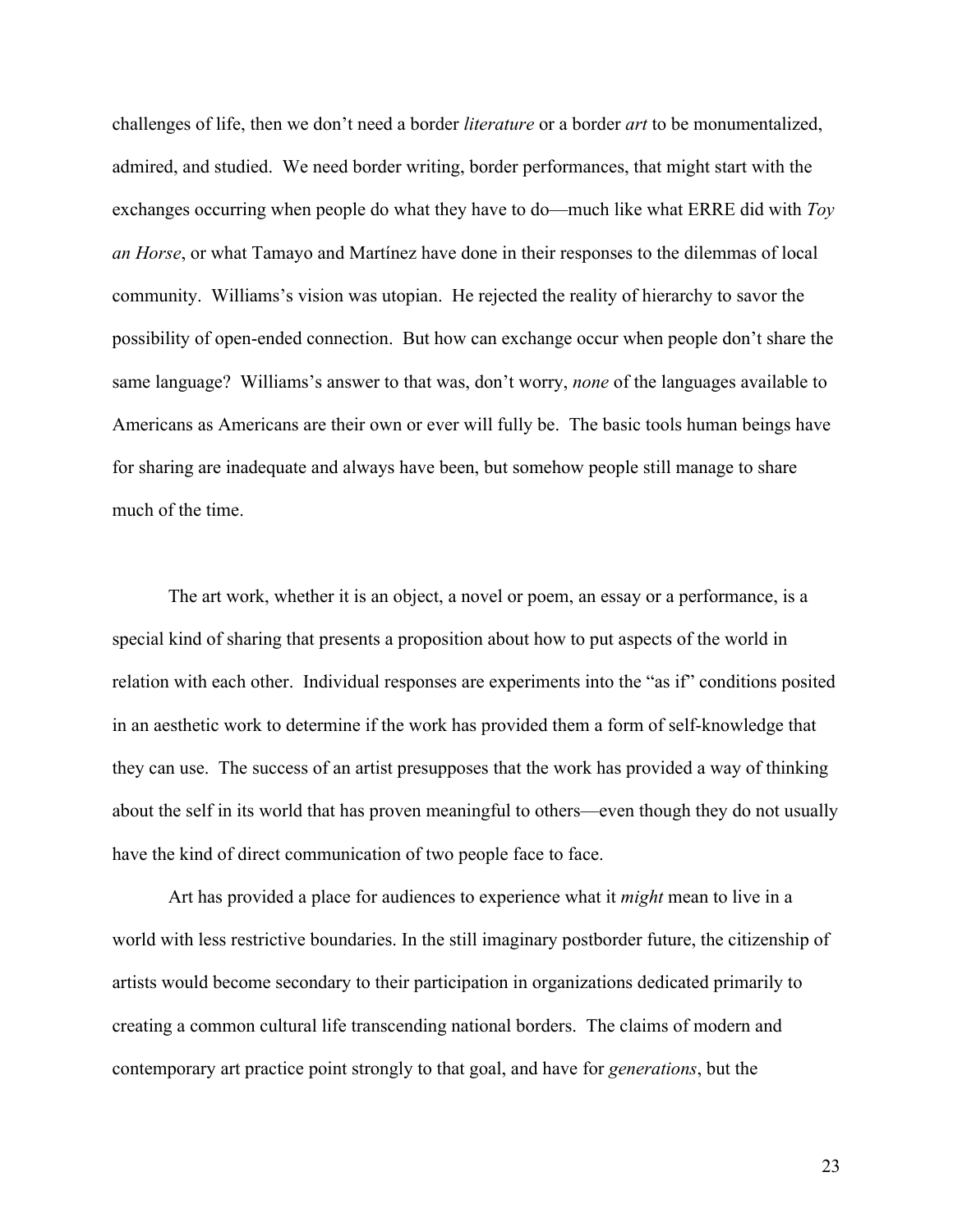challenges of life, then we don't need a border *literature* or a border *art* to be monumentalized, admired, and studied. We need border writing, border performances, that might start with the exchanges occurring when people do what they have to do—much like what ERRE did with *Toy an Horse*, or what Tamayo and Martínez have done in their responses to the dilemmas of local community. Williams's vision was utopian. He rejected the reality of hierarchy to savor the possibility of open-ended connection. But how can exchange occur when people don't share the same language? Williams's answer to that was, don't worry, *none* of the languages available to Americans as Americans are their own or ever will fully be. The basic tools human beings have for sharing are inadequate and always have been, but somehow people still manage to share much of the time.

The art work, whether it is an object, a novel or poem, an essay or a performance, is a special kind of sharing that presents a proposition about how to put aspects of the world in relation with each other. Individual responses are experiments into the "as if" conditions posited in an aesthetic work to determine if the work has provided them a form of self-knowledge that they can use. The success of an artist presupposes that the work has provided a way of thinking about the self in its world that has proven meaningful to others—even though they do not usually have the kind of direct communication of two people face to face.

Art has provided a place for audiences to experience what it *might* mean to live in a world with less restrictive boundaries. In the still imaginary postborder future, the citizenship of artists would become secondary to their participation in organizations dedicated primarily to creating a common cultural life transcending national borders. The claims of modern and contemporary art practice point strongly to that goal, and have for *generations*, but the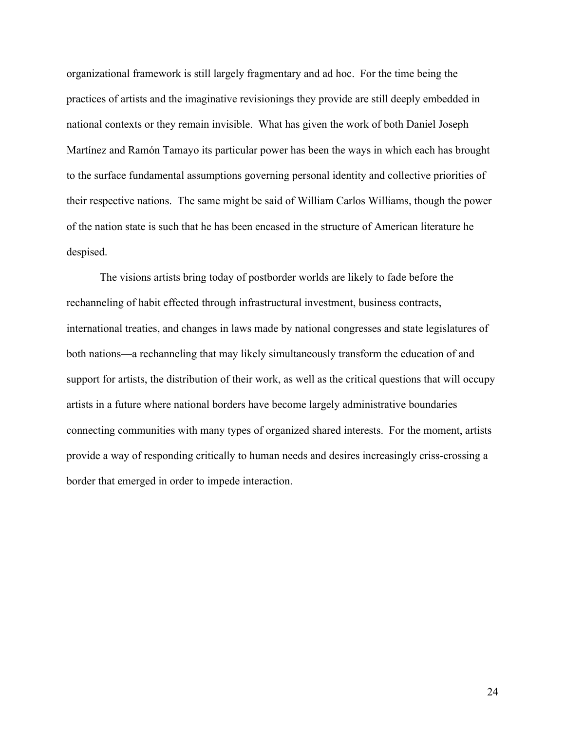organizational framework is still largely fragmentary and ad hoc. For the time being the practices of artists and the imaginative revisionings they provide are still deeply embedded in national contexts or they remain invisible. What has given the work of both Daniel Joseph Martínez and Ramón Tamayo its particular power has been the ways in which each has brought to the surface fundamental assumptions governing personal identity and collective priorities of their respective nations. The same might be said of William Carlos Williams, though the power of the nation state is such that he has been encased in the structure of American literature he despised.

The visions artists bring today of postborder worlds are likely to fade before the rechanneling of habit effected through infrastructural investment, business contracts, international treaties, and changes in laws made by national congresses and state legislatures of both nations—a rechanneling that may likely simultaneously transform the education of and support for artists, the distribution of their work, as well as the critical questions that will occupy artists in a future where national borders have become largely administrative boundaries connecting communities with many types of organized shared interests. For the moment, artists provide a way of responding critically to human needs and desires increasingly criss-crossing a border that emerged in order to impede interaction.